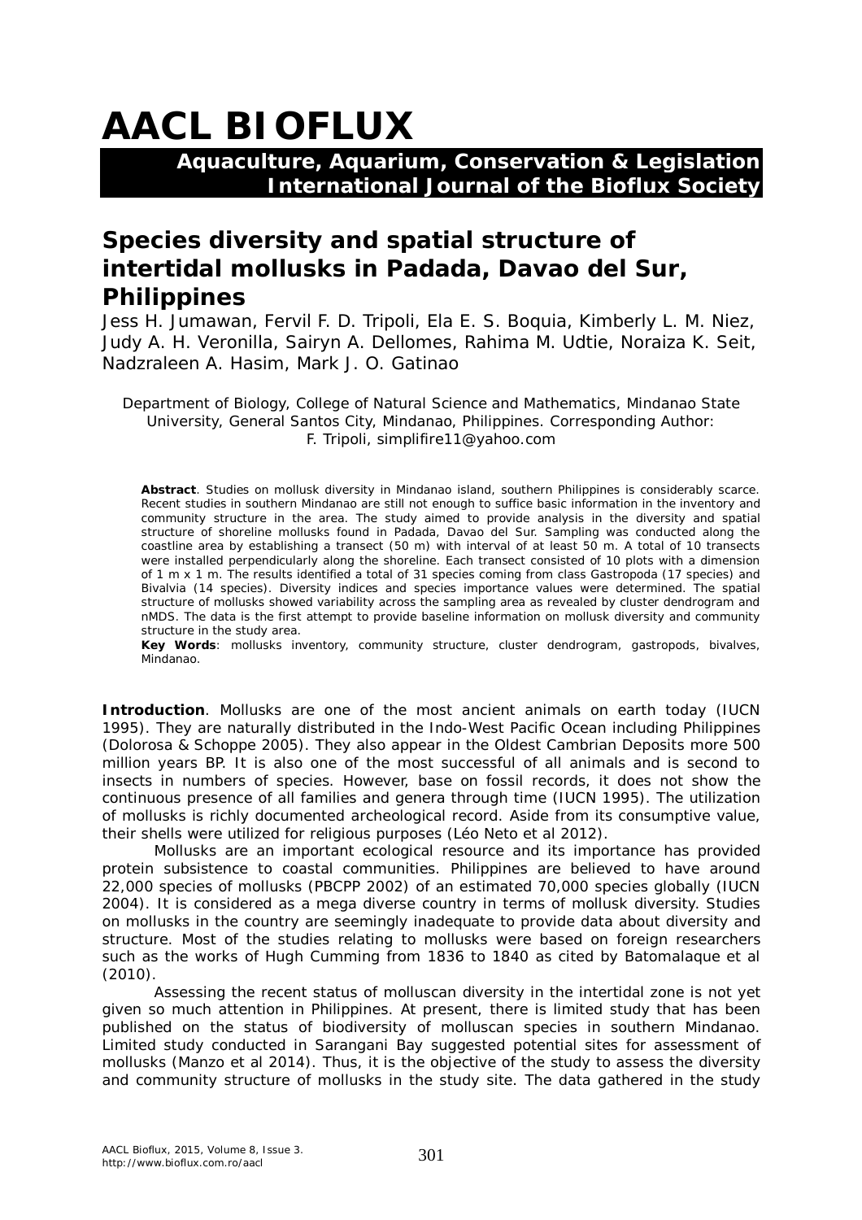# AACL BIOFLUX

**Aquaculture, Aquarium, Conservation & Legislation**
**International Journal of the Bioflux Society**

## Species diversity and spatial structure of intertidal mollusks in Padada, Davao del Sur, Philippines

Jess H. Jumawan, Fervil F. D. Tripoli, Ela E. S. Boquia, Kimberly L. M. Niez, Judy A. H. Veronilla, Sairyn A. Dellomes, Rahima M. Udtie, Noraiza K. Seit, Nadzraleen A. Hasim, Mark J. O. Gatinao

Department of Biology, College of Natural Science and Mathematics, Mindanao State University, General Santos City, Mindanao, Philippines. Corresponding Author: F. Tripoli, simplifire11@yahoo.com

**Abstract**. Studies on mollusk diversity in Mindanao island, southern Philippines is considerably scarce. Recent studies in southern Mindanao are still not enough to suffice basic information in the inventory and community structure in the area. The study aimed to provide analysis in the diversity and spatial structure of shoreline mollusks found in Padada, Davao del Sur. Sampling was conducted along the coastline area by establishing a transect (50 m) with interval of at least 50 m. A total of 10 transects were installed perpendicularly along the shoreline. Each transect consisted of 10 plots with a dimension of 1 m x 1 m. The results identified a total of 31 species coming from class Gastropoda (17 species) and Bivalvia (14 species). Diversity indices and species importance values were determined. The spatial structure of mollusks showed variability across the sampling area as revealed by cluster dendrogram and nMDS. The data is the first attempt to provide baseline information on mollusk diversity and community structure in the study area.

**Key Words**: mollusks inventory, community structure, cluster dendrogram, gastropods, bivalves, Mindanao.

**Introduction**. Mollusks are one of the most ancient animals on earth today (IUCN 1995). They are naturally distributed in the Indo-West Pacific Ocean including Philippines (Dolorosa & Schoppe 2005). They also appear in the Oldest Cambrian Deposits more 500 million years BP. It is also one of the most successful of all animals and is second to insects in numbers of species. However, base on fossil records, it does not show the continuous presence of all families and genera through time (IUCN 1995). The utilization of mollusks is richly documented archeological record. Aside from its consumptive value, their shells were utilized for religious purposes (Léo Neto et al 2012).

Mollusks are an important ecological resource and its importance has provided protein subsistence to coastal communities. Philippines are believed to have around 22,000 species of mollusks (PBCPP 2002) of an estimated 70,000 species globally (IUCN 2004). It is considered as a mega diverse country in terms of mollusk diversity. Studies on mollusks in the country are seemingly inadequate to provide data about diversity and structure. Most of the studies relating to mollusks were based on foreign researchers such as the works of Hugh Cumming from 1836 to 1840 as cited by Batomalaque et al (2010).

Assessing the recent status of molluscan diversity in the intertidal zone is not yet given so much attention in Philippines. At present, there is limited study that has been published on the status of biodiversity of molluscan species in southern Mindanao. Limited study conducted in Sarangani Bay suggested potential sites for assessment of mollusks (Manzo et al 2014). Thus, it is the objective of the study to assess the diversity and community structure of mollusks in the study site. The data gathered in the study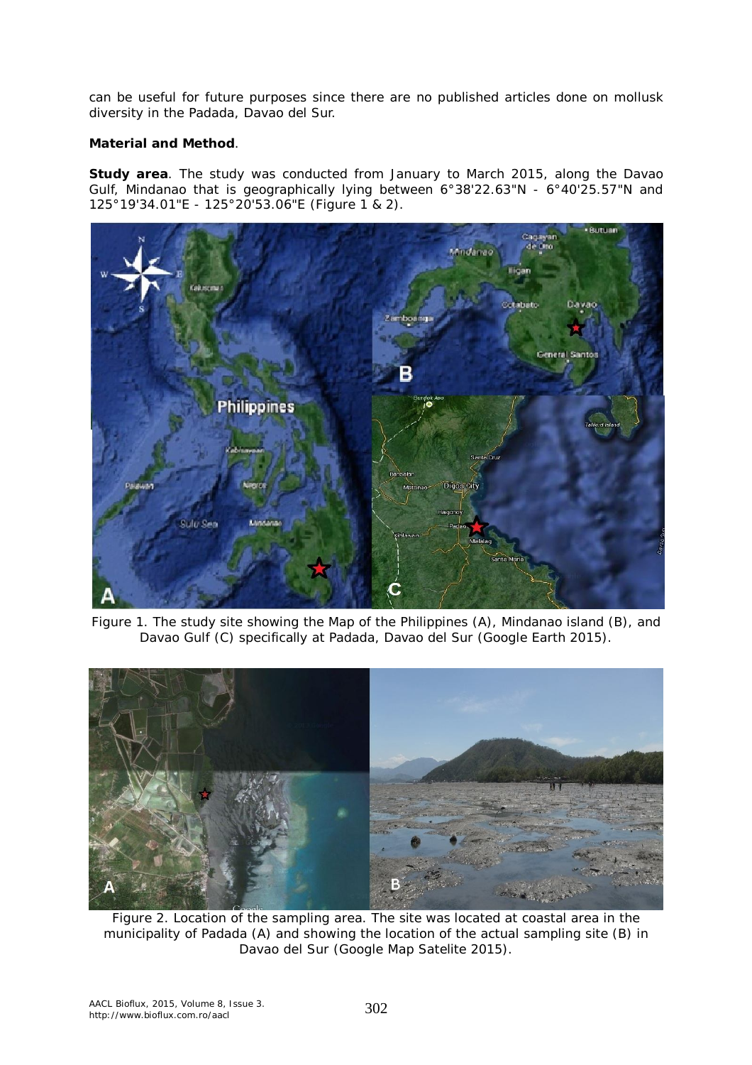can be useful for future purposes since there are no published articles done on mollusk diversity in the Padada, Davao del Sur.

**Material and Method**.

**Study area**. The study was conducted from January to March 2015, along the Davao Gulf, Mindanao that is geographically lying between 6°38'22.63"N - 6°40'25.57"N and 125°19'34.01"E - 125°20'53.06"E (Figure 1 & 2).

Figure 1. The study site showing the Map of the Philippines (A), Mindanao island (B), and Davao Gulf (C) specifically at Padada, Davao del Sur (Google Earth 2015).

Figure 2. Location of the sampling area. The site was located at coastal area in the municipality of Padada (A) and showing the location of the actual sampling site (B) in Davao del Sur (Google Map Satelite 2015).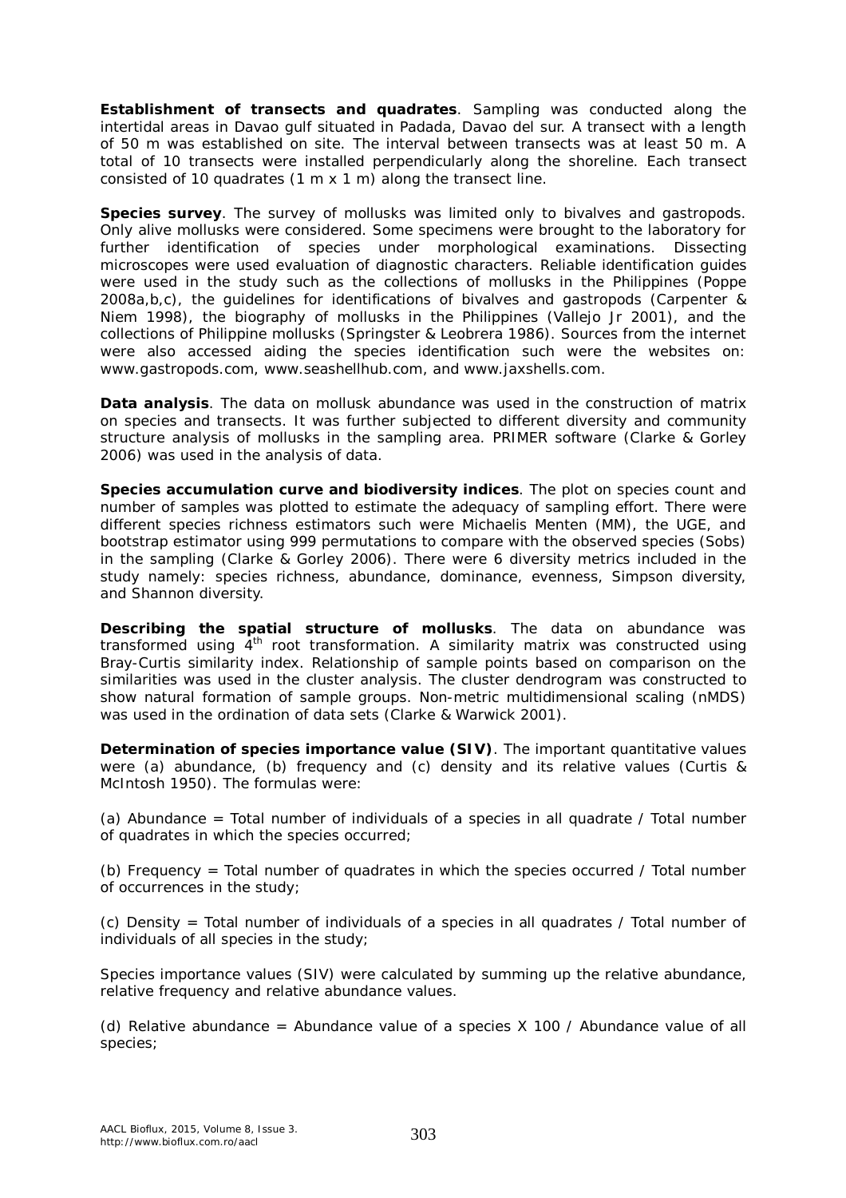**Establishment of transects and quadrates**. Sampling was conducted along the intertidal areas in Davao gulf situated in Padada, Davao del sur. A transect with a length of 50 m was established on site. The interval between transects was at least 50 m. A total of 10 transects were installed perpendicularly along the shoreline. Each transect consisted of 10 quadrates (1 m x 1 m) along the transect line.

**Species survey**. The survey of mollusks was limited only to bivalves and gastropods. Only alive mollusks were considered. Some specimens were brought to the laboratory for further identification of species under morphological examinations. Dissecting microscopes were used evaluation of diagnostic characters. Reliable identification guides were used in the study such as the collections of mollusks in the Philippines (Poppe 2008a,b,c), the guidelines for identifications of bivalves and gastropods (Carpenter & Niem 1998), the biography of mollusks in the Philippines (Vallejo Jr 2001), and the collections of Philippine mollusks (Springster & Leobrera 1986). Sources from the internet were also accessed aiding the species identification such were the websites on: www.gastropods.com, www.seashellhub.com, and www.jaxshells.com.

**Data analysis**. The data on mollusk abundance was used in the construction of matrix on species and transects. It was further subjected to different diversity and community structure analysis of mollusks in the sampling area. PRIMER software (Clarke & Gorley 2006) was used in the analysis of data.

**Species accumulation curve and biodiversity indices**. The plot on species count and number of samples was plotted to estimate the adequacy of sampling effort. There were different species richness estimators such were Michaelis Menten (MM), the UGE, and bootstrap estimator using 999 permutations to compare with the observed species (Sobs) in the sampling (Clarke & Gorley 2006). There were 6 diversity metrics included in the study namely: species richness, abundance, dominance, evenness, Simpson diversity, and Shannon diversity.

**Describing the spatial structure of mollusks**. The data on abundance was transformed using $4^{th}$ root transformation. A similarity matrix was constructed using Bray-Curtis similarity index. Relationship of sample points based on comparison on the similarities was used in the cluster analysis. The cluster dendrogram was constructed to show natural formation of sample groups. Non-metric multidimensional scaling (nMDS) was used in the ordination of data sets (Clarke & Warwick 2001).

**Determination of species importance value (SIV)**. The important quantitative values were (a) abundance, (b) frequency and (c) density and its relative values (Curtis & McIntosh 1950). The formulas were:

(a) Abundance = Total number of individuals of a species in all quadrate / Total number of quadrates in which the species occurred;

(b) Frequency = Total number of quadrates in which the species occurred / Total number of occurrences in the study;

(c) Density = Total number of individuals of a species in all quadrates / Total number of individuals of all species in the study;

Species importance values (SIV) were calculated by summing up the relative abundance, relative frequency and relative abundance values.

(d) Relative abundance = Abundance value of a species X 100 / Abundance value of all species;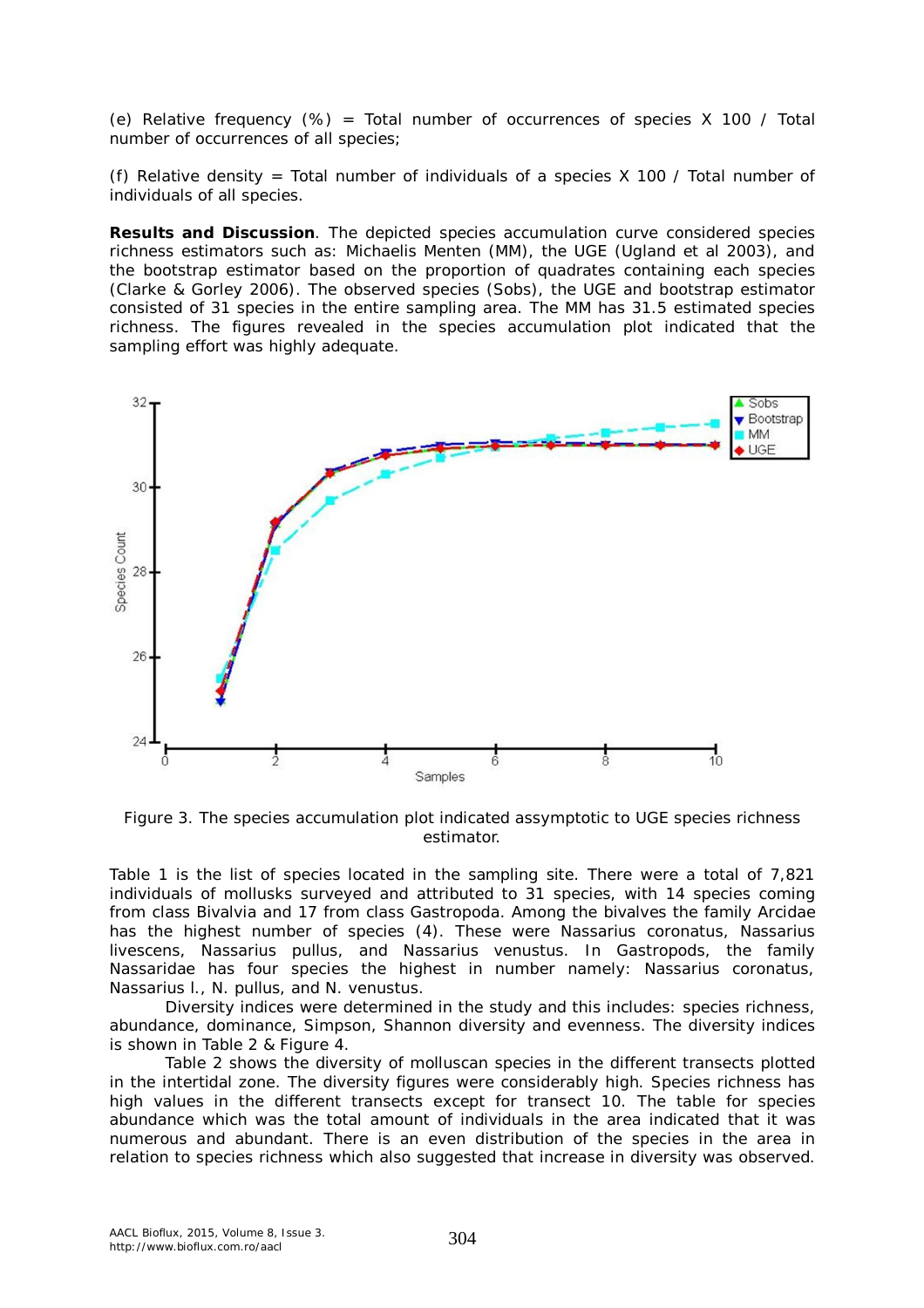(e) Relative frequency (%) = Total number of occurrences of species X 100 / Total number of occurrences of all species;

(f) Relative density = Total number of individuals of a species X 100 / Total number of individuals of all species.

**Results and Discussion**. The depicted species accumulation curve considered species richness estimators such as: Michaelis Menten (MM), the UGE (Ugland et al 2003), and the bootstrap estimator based on the proportion of quadrates containing each species (Clarke & Gorley 2006). The observed species (Sobs), the UGE and bootstrap estimator consisted of 31 species in the entire sampling area. The MM has 31.5 estimated species richness. The figures revealed in the species accumulation plot indicated that the sampling effort was highly adequate.

Figure 3. The species accumulation plot indicated assymptotic to UGE species richness estimator.

Table 1 is the list of species located in the sampling site. There were a total of 7,821 individuals of mollusks surveyed and attributed to 31 species, with 14 species coming from class Bivalvia and 17 from class Gastropoda. Among the bivalves the family Arcidae has the highest number of species (4). These were Nassarius coronatus, Nassarius livescens, Nassarius pullus, and Nassarius venustus. In Gastropods, the family Nassaridae has four species the highest in number namely: Nassarius coronatus, Nassarius l., N. pullus, and N. venustus.

Diversity indices were determined in the study and this includes: species richness, abundance, dominance, Simpson, Shannon diversity and evenness. The diversity indices is shown in Table 2 & Figure 4.

Table 2 shows the diversity of molluscan species in the different transects plotted in the intertidal zone. The diversity figures were considerably high. Species richness has high values in the different transects except for transect 10. The table for species abundance which was the total amount of individuals in the area indicated that it was numerous and abundant. There is an even distribution of the species in the area in relation to species richness which also suggested that increase in diversity was observed.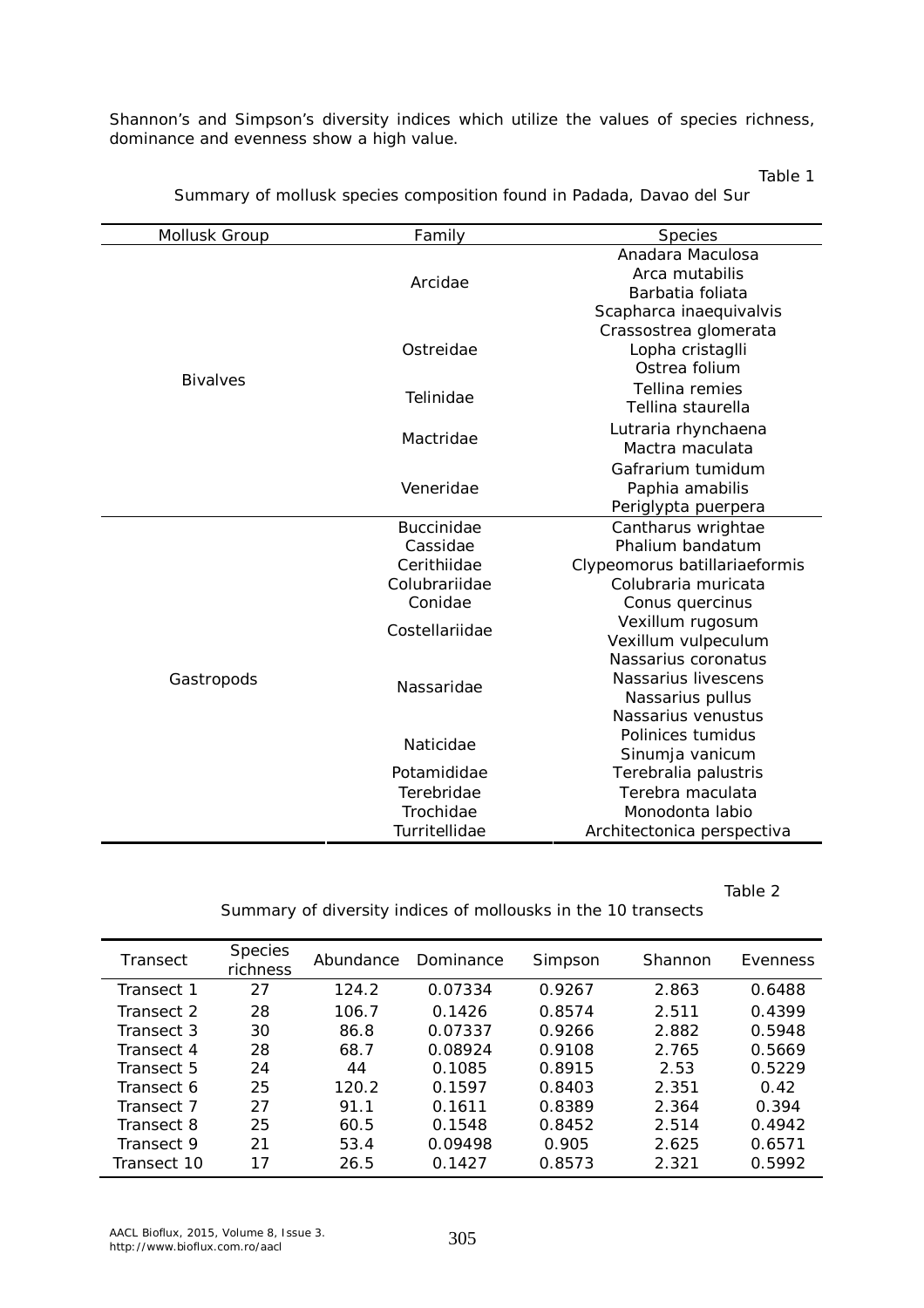Shannon's and Simpson's diversity indices which utilize the values of species richness, dominance and evenness show a high value.

Table 1

Summary of mollusk species composition found in Padada, Davao del Sur

| Mollusk Group | Family | Species |
|---|---|---|
| Bivalves | Arcidae | Anadara Maculosa |
| | | Arca mutabilis |
| | | Barbatia foliata |
| | | Scapharca inaequivalvis |
| | Ostreidae | Crassostrea glomerata |
| | | Lopha cristaglli |
| | | Ostrea folium |
| | Telinidae | Tellina remies |
| | | Tellina staurella |
| | Mactridae | Lutraria rhynchaena |
| | | Mactra maculata |
| | Veneridae | Gafrarium tumidum |
| | | Paphia amabilis |
| | | Periglypta puerpera |
| Gastropods | Buccinidae | Cantharus wrightae |
| | Cassidae | Phalium bandatum |
| | Cerithiidae | Clypeomorus batillariaeformis |
| | Colubrariidae | Colubraria muricata |
| | Conidae | Conus quercinus |
| | Costellariidae | Vexillum rugosum |
| | | Vexillum vulpeculum |
| | Nassaridae | Nassarius coronatus |
| | | Nassarius livescens |
| | | Nassarius pullus |
| | | Nassarius venustus |
| | Naticidae | Polinices tumidus |
| | | Sinumja vanicum |
| | Potamididae | Terebralia palustris |
| | Terebridae | Terebra maculata |
| | Trochidae | Monodonta labio |
| | Turritellidae | Architectonica perspectiva |

Table 2

Summary of diversity indices of mollousks in the 10 transects

| Transect | Species richness | Abundance | Dominance | Simpson | Shannon | Evenness |
|---|---|---|---|---|---|---|
| Transect 1 | 27 | 124.2 | 0.07334 | 0.9267 | 2.863 | 0.6488 |
| Transect 2 | 28 | 106.7 | 0.1426 | 0.8574 | 2.511 | 0.4399 |
| Transect 3 | 30 | 86.8 | 0.07337 | 0.9266 | 2.882 | 0.5948 |
| Transect 4 | 28 | 68.7 | 0.08924 | 0.9108 | 2.765 | 0.5669 |
| Transect 5 | 24 | 44 | 0.1085 | 0.8915 | 2.53 | 0.5229 |
| Transect 6 | 25 | 120.2 | 0.1597 | 0.8403 | 2.351 | 0.42 |
| Transect 7 | 27 | 91.1 | 0.1611 | 0.8389 | 2.364 | 0.394 |
| Transect 8 | 25 | 60.5 | 0.1548 | 0.8452 | 2.514 | 0.4942 |
| Transect 9 | 21 | 53.4 | 0.09498 | 0.905 | 2.625 | 0.6571 |
| Transect 10 | 17 | 26.5 | 0.1427 | 0.8573 | 2.321 | 0.5992 |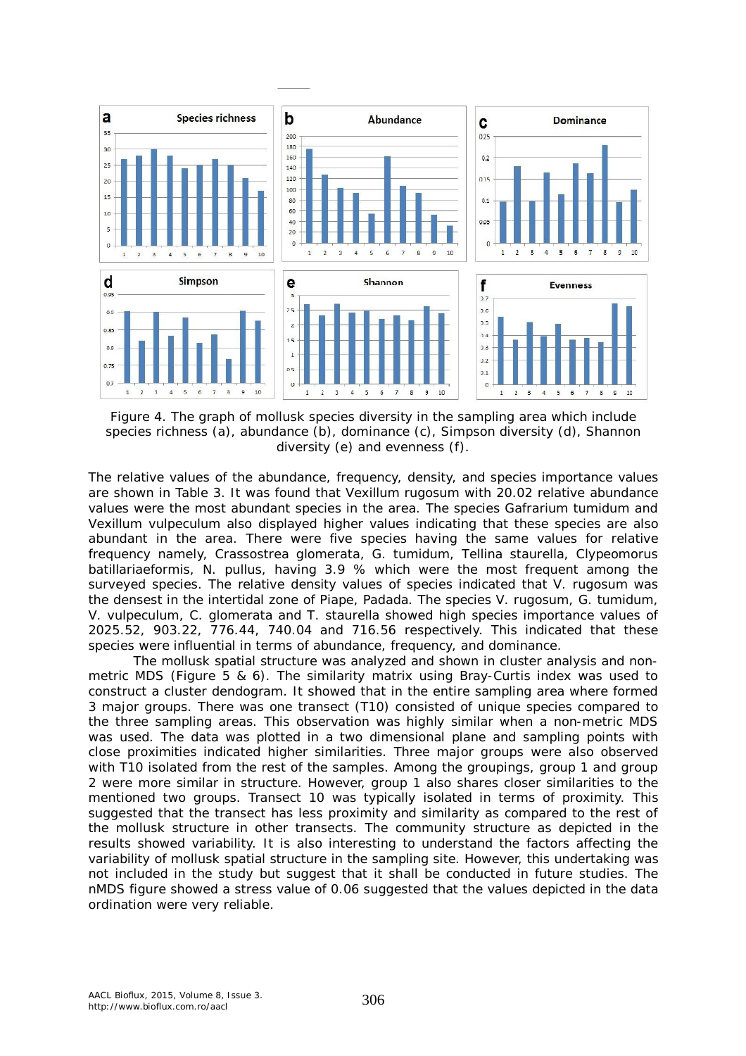Figure 4. The graph of mollusk species diversity in the sampling area which include species richness (a), abundance (b), dominance (c), Simpson diversity (d), Shannon diversity (e) and evenness (f).

The relative values of the abundance, frequency, density, and species importance values are shown in Table 3. It was found that Vexillum rugosum with 20.02 relative abundance values were the most abundant species in the area. The species Gafrarium tumidum and Vexillum vulpeculum also displayed higher values indicating that these species are also abundant in the area. There were five species having the same values for relative frequency namely, Crassostrea glomerata, G. tumidum, Tellina staurella, Clypeomorus batillariaeformis, N. pullus, having 3.9 % which were the most frequent among the surveyed species. The relative density values of species indicated that V. rugosum was the densest in the intertidal zone of Piape, Padada. The species V. rugosum, G. tumidum, V. vulpeculum, C. glomerata and T. staurella showed high species importance values of 2025.52, 903.22, 776.44, 740.04 and 716.56 respectively. This indicated that these species were influential in terms of abundance, frequency, and dominance.

The mollusk spatial structure was analyzed and shown in cluster analysis and non-metric MDS (Figure 5 & 6). The similarity matrix using Bray-Curtis index was used to construct a cluster dendogram. It showed that in the entire sampling area where formed 3 major groups. There was one transect (T10) consisted of unique species compared to the three sampling areas. This observation was highly similar when a non-metric MDS was used. The data was plotted in a two dimensional plane and sampling points with close proximities indicated higher similarities. Three major groups were also observed with T10 isolated from the rest of the samples. Among the groupings, group 1 and group 2 were more similar in structure. However, group 1 also shares closer similarities to the mentioned two groups. Transect 10 was typically isolated in terms of proximity. This suggested that the transect has less proximity and similarity as compared to the rest of the mollusk structure in other transects. The community structure as depicted in the results showed variability. It is also interesting to understand the factors affecting the variability of mollusk spatial structure in the sampling site. However, this undertaking was not included in the study but suggest that it shall be conducted in future studies. The nMDS figure showed a stress value of 0.06 suggested that the values depicted in the data ordination were very reliable.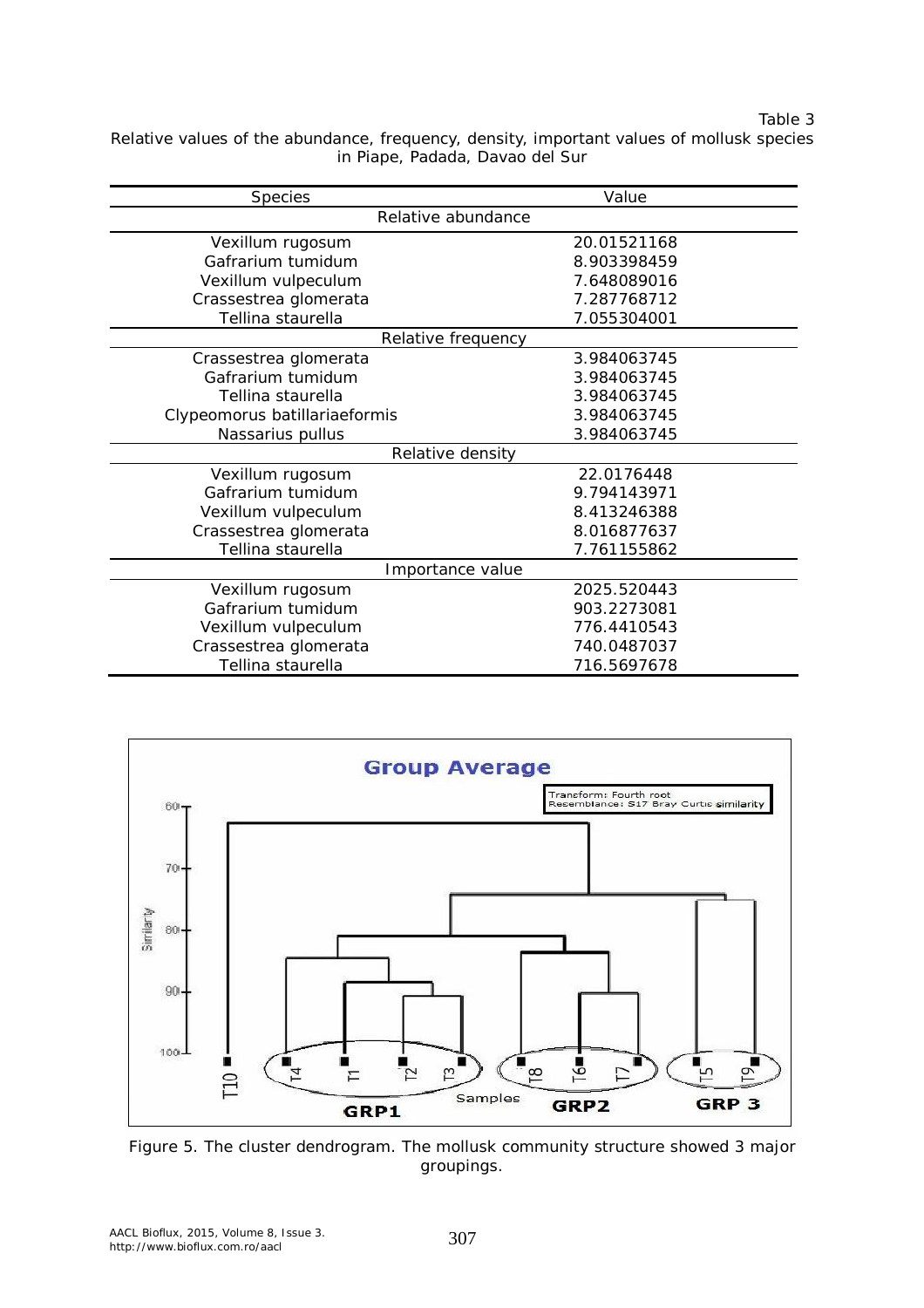Table 3

Relative values of the abundance, frequency, density, important values of mollusk species in Piape, Padada, Davao del Sur

| Species | Value |
|---|---|
| **Relative abundance** | |
| Vexillum rugosum | 20.01521168 |
| Gafrarium tumidum | 8.903398459 |
| Vexillum vulpeculum | 7.648089016 |
| Crassestrea glomerata | 7.287768712 |
| Tellina staurella | 7.055304001 |
| **Relative frequency** | |
| Crassestrea glomerata | 3.984063745 |
| Gafrarium tumidum | 3.984063745 |
| Tellina staurella | 3.984063745 |
| Clypeomorus batillariaeformis | 3.984063745 |
| Nassarius pullus | 3.984063745 |
| **Relative density** | |
| Vexillum rugosum | 22.0176448 |
| Gafrarium tumidum | 9.794143971 |
| Vexillum vulpeculum | 8.413246388 |
| Crassestrea glomerata | 8.016877637 |
| Tellina staurella | 7.761155862 |
| **Importance value** | |
| Vexillum rugosum | 2025.520443 |
| Gafrarium tumidum | 903.2273081 |
| Vexillum vulpeculum | 776.4410543 |
| Crassestrea glomerata | 740.0487037 |
| Tellina staurella | 716.5697678 |

Figure 5. The cluster dendrogram. The mollusk community structure showed 3 major groupings.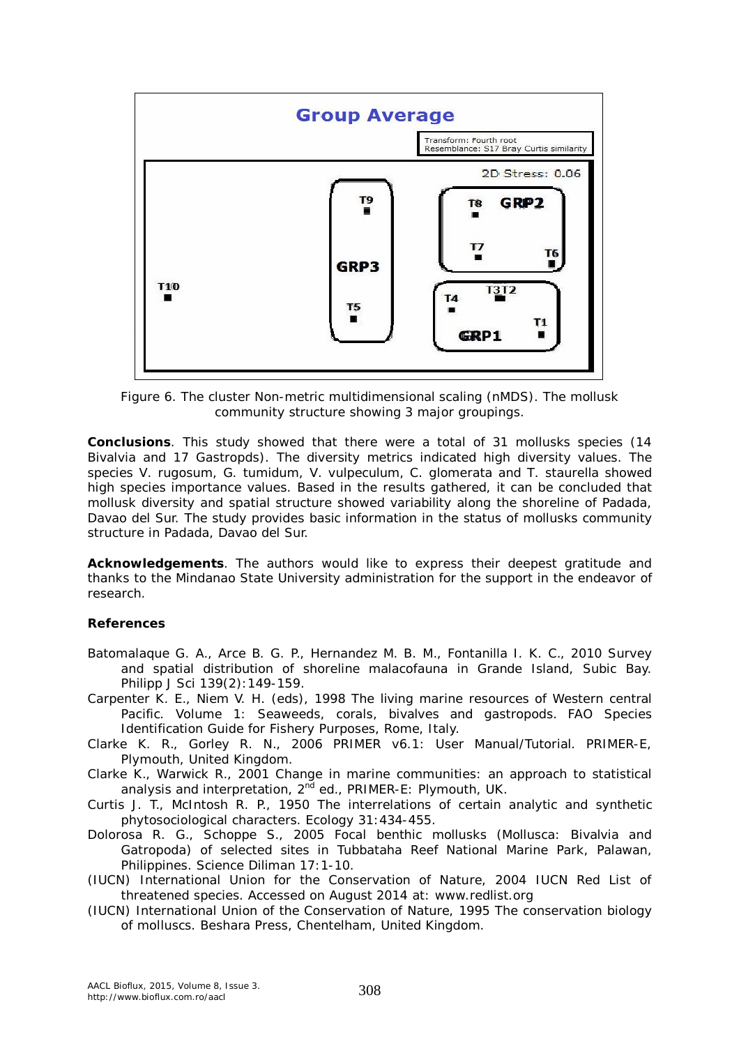Figure 6. The cluster Non-metric multidimensional scaling (nMDS). The mollusk community structure showing 3 major groupings.

**Conclusions**. This study showed that there were a total of 31 mollusks species (14 Bivalvia and 17 Gastropds). The diversity metrics indicated high diversity values. The species V. rugosum, G. tumidum, V. vulpeculum, C. glomerata and T. staurella showed high species importance values. Based in the results gathered, it can be concluded that mollusk diversity and spatial structure showed variability along the shoreline of Padada, Davao del Sur. The study provides basic information in the status of mollusks community structure in Padada, Davao del Sur.

**Acknowledgements**. The authors would like to express their deepest gratitude and thanks to the Mindanao State University administration for the support in the endeavor of research.

**References**

Batomalaque G. A., Arce B. G. P., Hernandez M. B. M., Fontanilla I. K. C., 2010 Survey and spatial distribution of shoreline malacofauna in Grande Island, Subic Bay. Philipp J Sci 139(2):149-159.

Carpenter K. E., Niem V. H. (eds), 1998 The living marine resources of Western central Pacific. Volume 1: Seaweeds, corals, bivalves and gastropods. FAO Species Identification Guide for Fishery Purposes, Rome, Italy.

Clarke K. R., Gorley R. N., 2006 PRIMER v6.1: User Manual/Tutorial. PRIMER-E, Plymouth, United Kingdom.

Clarke K., Warwick R., 2001 Change in marine communities: an approach to statistical analysis and interpretation, 2nd ed., PRIMER-E: Plymouth, UK.

Curtis J. T., McIntosh R. P., 1950 The interrelations of certain analytic and synthetic phytosociological characters. Ecology 31:434-455.

Dolorosa R. G., Schoppe S., 2005 Focal benthic mollusks (Mollusca: Bivalvia and Gatropoda) of selected sites in Tubbataha Reef National Marine Park, Palawan, Philippines. Science Diliman 17:1-10.

(IUCN) International Union for the Conservation of Nature, 2004 IUCN Red List of threatened species. Accessed on August 2014 at: www.redlist.org

(IUCN) International Union of the Conservation of Nature, 1995 The conservation biology of molluscs. Beshara Press, Chentelham, United Kingdom.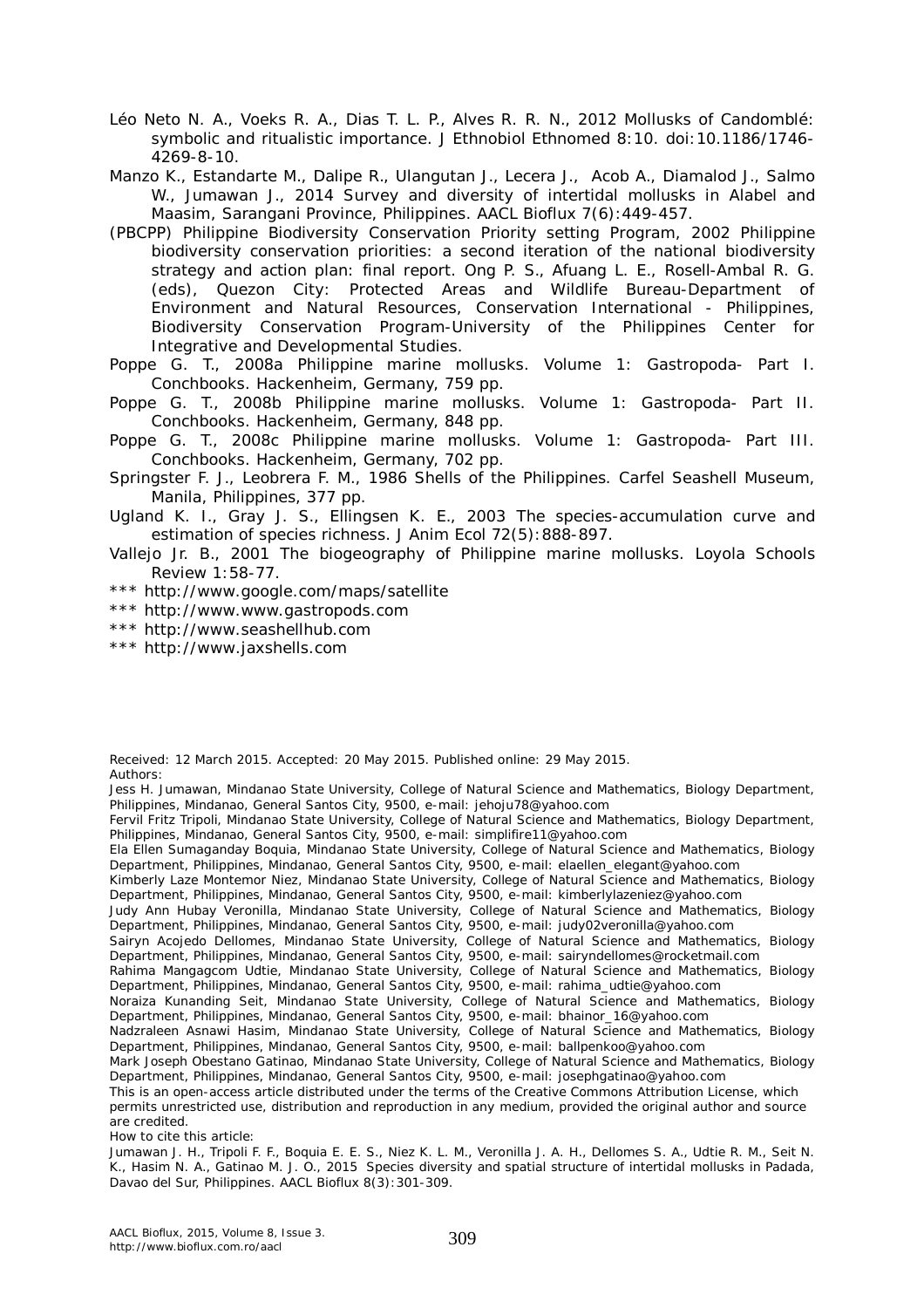Léo Neto N. A., Voeks R. A., Dias T. L. P., Alves R. R. N., 2012 Mollusks of Candomblé: symbolic and ritualistic importance. J Ethnobiol Ethnomed 8:10. doi:10.1186/1746-4269-8-10.

Manzo K., Estandarte M., Dalipe R., Ulangutan J., Lecera J., Acob A., Diamalod J., Salmo W., Jumawan J., 2014 Survey and diversity of intertidal mollusks in Alabel and Maasim, Sarangani Province, Philippines. AACL Bioflux 7(6):449-457.

(PBCPP) Philippine Biodiversity Conservation Priority setting Program, 2002 Philippine biodiversity conservation priorities: a second iteration of the national biodiversity strategy and action plan: final report. Ong P. S., Afuang L. E., Rosell-Ambal R. G. (eds), Quezon City: Protected Areas and Wildlife Bureau-Department of Environment and Natural Resources, Conservation International - Philippines, Biodiversity Conservation Program-University of the Philippines Center for Integrative and Developmental Studies.

Poppe G. T., 2008a Philippine marine mollusks. Volume 1: Gastropoda- Part I. Conchbooks. Hackenheim, Germany, 759 pp.

Poppe G. T., 2008b Philippine marine mollusks. Volume 1: Gastropoda- Part II. Conchbooks. Hackenheim, Germany, 848 pp.

Poppe G. T., 2008c Philippine marine mollusks. Volume 1: Gastropoda- Part III. Conchbooks. Hackenheim, Germany, 702 pp.

Springster F. J., Leobrera F. M., 1986 Shells of the Philippines. Carfel Seashell Museum, Manila, Philippines, 377 pp.

Ugland K. I., Gray J. S., Ellingsen K. E., 2003 The species-accumulation curve and estimation of species richness. J Anim Ecol 72(5):888-897.

Vallejo Jr. B., 2001 The biogeography of Philippine marine mollusks. Loyola Schools Review 1:58-77.

*** http://www.google.com/maps/satellite

*** http://www.www.gastropods.com

*** http://www.seashellhub.com

*** http://www.jaxshells.com

Received: 12 March 2015. Accepted: 20 May 2015. Published online: 29 May 2015.

Authors:

Jess H. Jumawan, Mindanao State University, College of Natural Science and Mathematics, Biology Department, Philippines, Mindanao, General Santos City, 9500, e-mail: jehoju78@yahoo.com

Fervil Fritz Tripoli, Mindanao State University, College of Natural Science and Mathematics, Biology Department, Philippines, Mindanao, General Santos City, 9500, e-mail: simplifire11@yahoo.com

Ela Ellen Sumaganday Boquia, Mindanao State University, College of Natural Science and Mathematics, Biology Department, Philippines, Mindanao, General Santos City, 9500, e-mail: elaellen_elegant@yahoo.com

Kimberly Laze Montemor Niez, Mindanao State University, College of Natural Science and Mathematics, Biology Department, Philippines, Mindanao, General Santos City, 9500, e-mail: kimberlylazeniez@yahoo.com

Judy Ann Hubay Veronilla, Mindanao State University, College of Natural Science and Mathematics, Biology Department, Philippines, Mindanao, General Santos City, 9500, e-mail: judy02veronilla@yahoo.com

Sairyn Acojedo Dellomes, Mindanao State University, College of Natural Science and Mathematics, Biology Department, Philippines, Mindanao, General Santos City, 9500, e-mail: sairyndellomes@rocketmail.com

Rahima Mangagcom Udtie, Mindanao State University, College of Natural Science and Mathematics, Biology Department, Philippines, Mindanao, General Santos City, 9500, e-mail: rahima_udtie@yahoo.com

Noraiza Kunanding Seit, Mindanao State University, College of Natural Science and Mathematics, Biology Department, Philippines, Mindanao, General Santos City, 9500, e-mail: bhainor_16@yahoo.com

Nadzraleen Asnawi Hasim, Mindanao State University, College of Natural Science and Mathematics, Biology Department, Philippines, Mindanao, General Santos City, 9500, e-mail: ballpenkoo@yahoo.com

Mark Joseph Obestano Gatinao, Mindanao State University, College of Natural Science and Mathematics, Biology Department, Philippines, Mindanao, General Santos City, 9500, e-mail: josephgatinao@yahoo.com

This is an open-access article distributed under the terms of the Creative Commons Attribution License, which permits unrestricted use, distribution and reproduction in any medium, provided the original author and source are credited.

How to cite this article:

Jumawan J. H., Tripoli F. F., Boquia E. E. S., Niez K. L. M., Veronilla J. A. H., Dellomes S. A., Udtie R. M., Seit N. K., Hasim N. A., Gatinao M. J. O., 2015 Species diversity and spatial structure of intertidal mollusks in Padada, Davao del Sur, Philippines. AACL Bioflux 8(3):301-309.